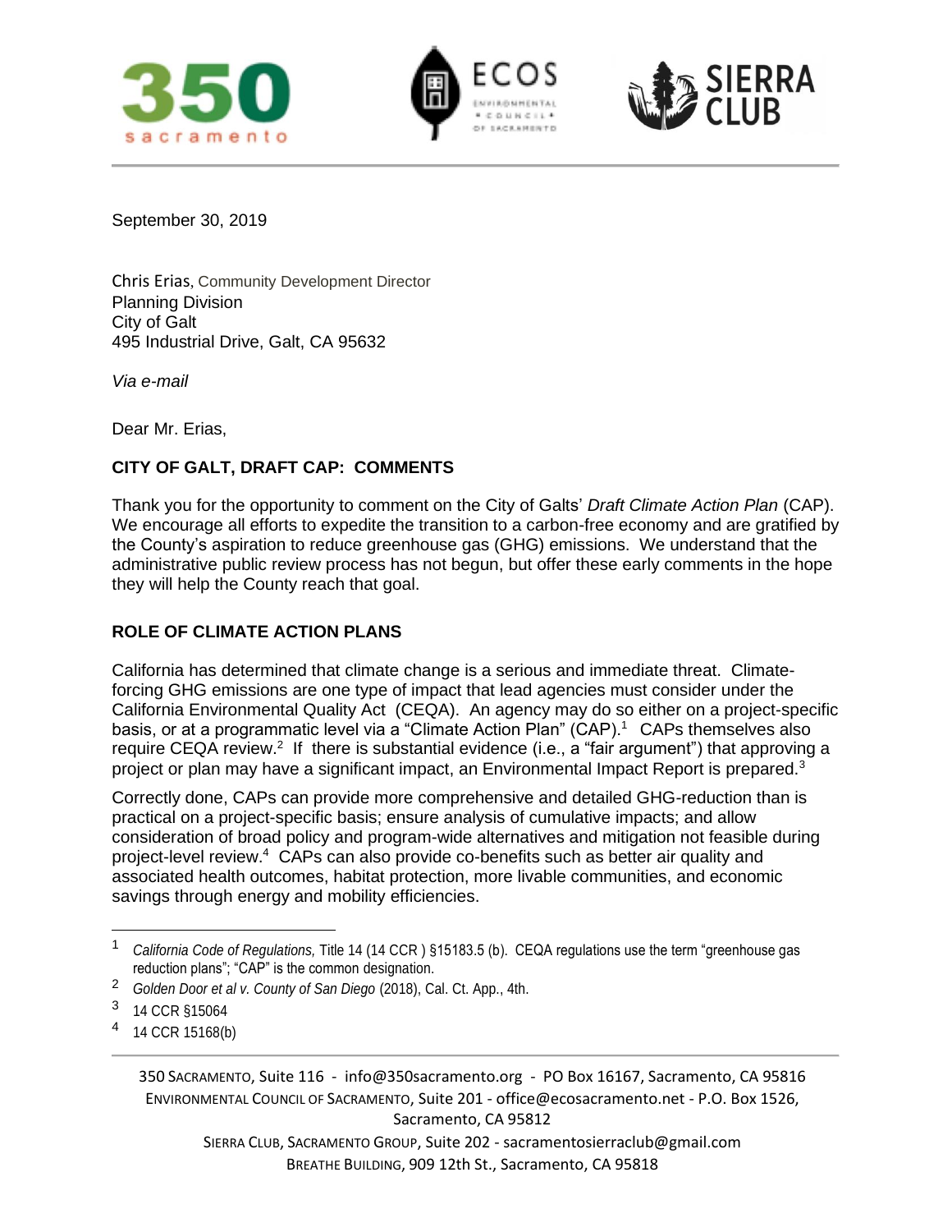September 30, 2019

Chris Erias, Community Development Director
Planning Division
City of Galt
495 Industrial Drive, Galt, CA 95632

*Via e-mail*

Dear Mr. Erias,

**CITY OF GALT, DRAFT CAP: COMMENTS**

Thank you for the opportunity to comment on the City of Galts' *Draft Climate Action Plan* (CAP). We encourage all efforts to expedite the transition to a carbon-free economy and are gratified by the County's aspiration to reduce greenhouse gas (GHG) emissions. We understand that the administrative public review process has not begun, but offer these early comments in the hope they will help the County reach that goal.

**ROLE OF CLIMATE ACTION PLANS**

California has determined that climate change is a serious and immediate threat. Climate-forcing GHG emissions are one type of impact that lead agencies must consider under the California Environmental Quality Act (CEQA). An agency may do so either on a project-specific basis, or at a programmatic level via a "Climate Action Plan" (CAP).[1] CAPs themselves also require CEQA review.[2] If there is substantial evidence (i.e., a "fair argument") that approving a project or plan may have a significant impact, an Environmental Impact Report is prepared.[3]

Correctly done, CAPs can provide more comprehensive and detailed GHG-reduction than is practical on a project-specific basis; ensure analysis of cumulative impacts; and allow consideration of broad policy and program-wide alternatives and mitigation not feasible during project-level review.[4] CAPs can also provide co-benefits such as better air quality and associated health outcomes, habitat protection, more livable communities, and economic savings through energy and mobility efficiencies.

---

[1] *California Code of Regulations,* Title 14 (14 CCR ) §15183.5 (b). CEQA regulations use the term "greenhouse gas reduction plans"; "CAP" is the common designation.

[2] *Golden Door et al v. County of San Diego* (2018), Cal. Ct. App., 4th.

[3] 14 CCR §15064

[4] 14 CCR 15168(b)

350 Sacramento, Suite 116 - info@350sacramento.org - PO Box 16167, Sacramento, CA 95816
Environmental Council of Sacramento, Suite 201 - office@ecosacramento.net - P.O. Box 1526, Sacramento, CA 95812
Sierra Club, Sacramento Group, Suite 202 - sacramentosierraclub@gmail.com
Breathe Building, 909 12th St., Sacramento, CA 95818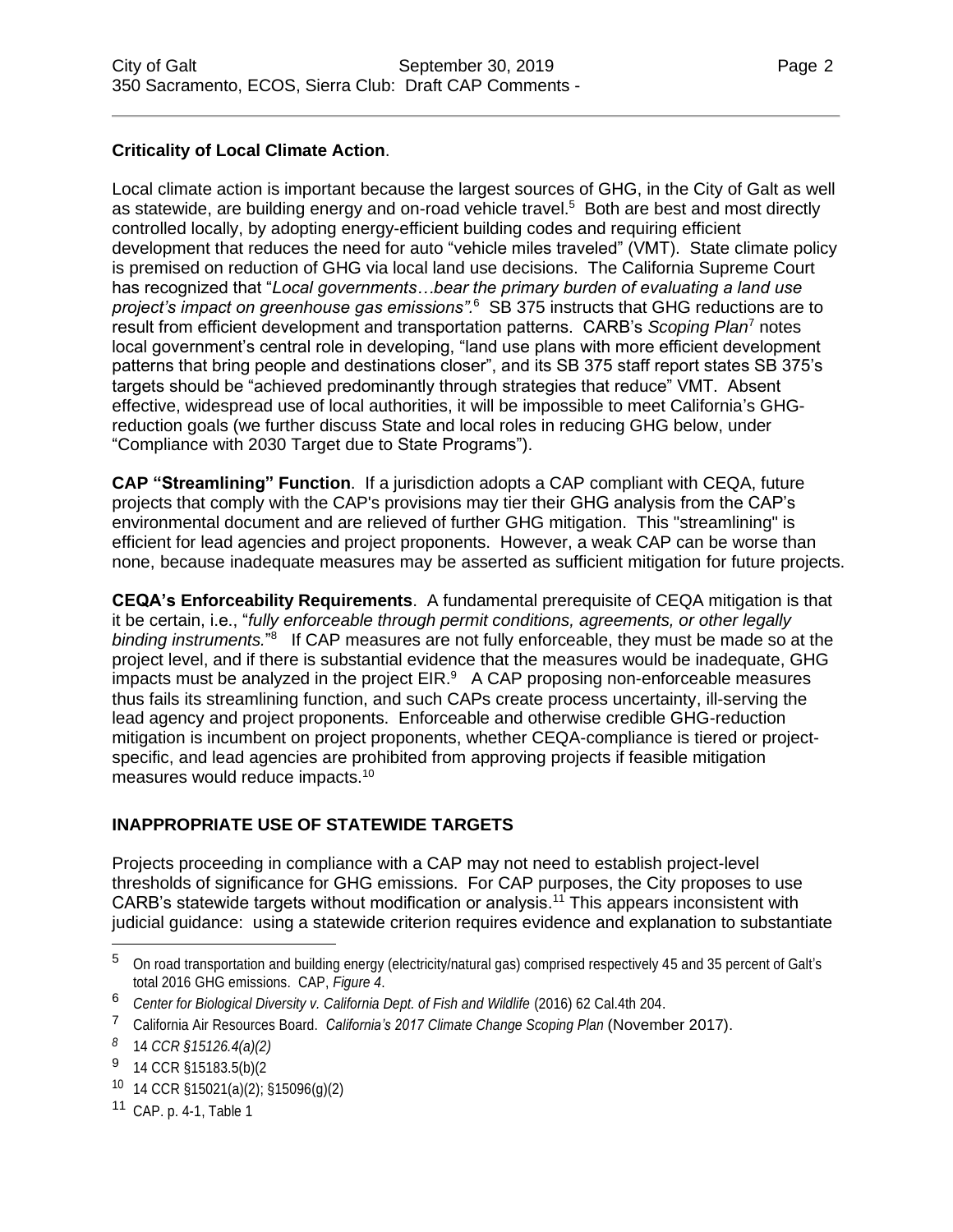**Criticality of Local Climate Action**.

Local climate action is important because the largest sources of GHG, in the City of Galt as well as statewide, are building energy and on-road vehicle travel.[5] Both are best and most directly controlled locally, by adopting energy-efficient building codes and requiring efficient development that reduces the need for auto "vehicle miles traveled" (VMT). State climate policy is premised on reduction of GHG via local land use decisions. The California Supreme Court has recognized that "*Local governments…bear the primary burden of evaluating a land use project's impact on greenhouse gas emissions".*[6] SB 375 instructs that GHG reductions are to result from efficient development and transportation patterns. CARB's *Scoping Plan*[7] notes local government's central role in developing, "land use plans with more efficient development patterns that bring people and destinations closer", and its SB 375 staff report states SB 375's targets should be "achieved predominantly through strategies that reduce" VMT. Absent effective, widespread use of local authorities, it will be impossible to meet California's GHG-reduction goals (we further discuss State and local roles in reducing GHG below, under "Compliance with 2030 Target due to State Programs").

**CAP "Streamlining" Function**. If a jurisdiction adopts a CAP compliant with CEQA, future projects that comply with the CAP's provisions may tier their GHG analysis from the CAP's environmental document and are relieved of further GHG mitigation. This "streamlining" is efficient for lead agencies and project proponents. However, a weak CAP can be worse than none, because inadequate measures may be asserted as sufficient mitigation for future projects.

**CEQA's Enforceability Requirements**. A fundamental prerequisite of CEQA mitigation is that it be certain, i.e., "*fully enforceable through permit conditions, agreements, or other legally binding instruments.*"[8] If CAP measures are not fully enforceable, they must be made so at the project level, and if there is substantial evidence that the measures would be inadequate, GHG impacts must be analyzed in the project EIR.[9] A CAP proposing non-enforceable measures thus fails its streamlining function, and such CAPs create process uncertainty, ill-serving the lead agency and project proponents. Enforceable and otherwise credible GHG-reduction mitigation is incumbent on project proponents, whether CEQA-compliance is tiered or project-specific, and lead agencies are prohibited from approving projects if feasible mitigation measures would reduce impacts.[10]

## INAPPROPRIATE USE OF STATEWIDE TARGETS

Projects proceeding in compliance with a CAP may not need to establish project-level thresholds of significance for GHG emissions. For CAP purposes, the City proposes to use CARB's statewide targets without modification or analysis.[11] This appears inconsistent with judicial guidance: using a statewide criterion requires evidence and explanation to substantiate

---

[5] On road transportation and building energy (electricity/natural gas) comprised respectively 45 and 35 percent of Galt's total 2016 GHG emissions. CAP, *Figure 4*.

[6] *Center for Biological Diversity v. California Dept. of Fish and Wildlife* (2016) 62 Cal.4th 204.

[7] California Air Resources Board. *California's 2017 Climate Change Scoping Plan* (November 2017).

[8] 14 *CCR §15126.4(a)(2)*

[9] 14 CCR §15183.5(b)(2

[10] 14 CCR §15021(a)(2); §15096(g)(2)

[11] CAP. p. 4-1, Table 1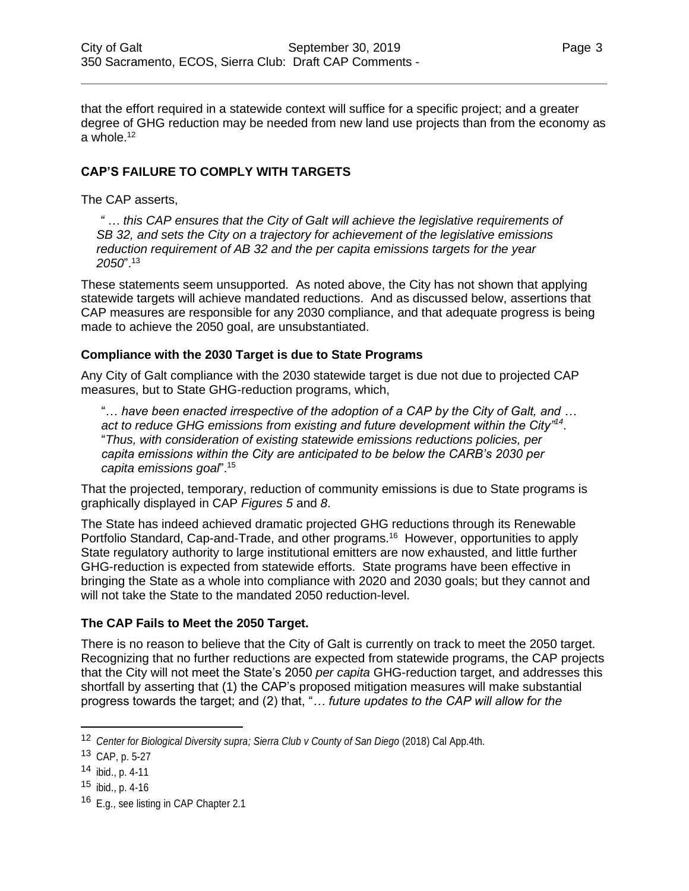that the effort required in a statewide context will suffice for a specific project; and a greater degree of GHG reduction may be needed from new land use projects than from the economy as a whole.[12]

## CAP'S FAILURE TO COMPLY WITH TARGETS

The CAP asserts,

> *" … this CAP ensures that the City of Galt will achieve the legislative requirements of SB 32, and sets the City on a trajectory for achievement of the legislative emissions reduction requirement of AB 32 and the per capita emissions targets for the year 2050*".[13]

These statements seem unsupported. As noted above, the City has not shown that applying statewide targets will achieve mandated reductions. And as discussed below, assertions that CAP measures are responsible for any 2030 compliance, and that adequate progress is being made to achieve the 2050 goal, are unsubstantiated.

### Compliance with the 2030 Target is due to State Programs

Any City of Galt compliance with the 2030 statewide target is due not due to projected CAP measures, but to State GHG-reduction programs, which,

> "*… have been enacted irrespective of the adoption of a CAP by the City of Galt, and … act to reduce GHG emissions from existing and future development within the City*"[14].
> "*Thus, with consideration of existing statewide emissions reductions policies, per capita emissions within the City are anticipated to be below the CARB's 2030 per capita emissions goal*".[15]

That the projected, temporary, reduction of community emissions is due to State programs is graphically displayed in CAP *Figures 5* and *8*.

The State has indeed achieved dramatic projected GHG reductions through its Renewable Portfolio Standard, Cap-and-Trade, and other programs.[16] However, opportunities to apply State regulatory authority to large institutional emitters are now exhausted, and little further GHG-reduction is expected from statewide efforts. State programs have been effective in bringing the State as a whole into compliance with 2020 and 2030 goals; but they cannot and will not take the State to the mandated 2050 reduction-level.

### The CAP Fails to Meet the 2050 Target.

There is no reason to believe that the City of Galt is currently on track to meet the 2050 target. Recognizing that no further reductions are expected from statewide programs, the CAP projects that the City will not meet the State's 2050 *per capita* GHG-reduction target, and addresses this shortfall by asserting that (1) the CAP's proposed mitigation measures will make substantial progress towards the target; and (2) that, "*… future updates to the CAP will allow for the*

---

[12] *Center for Biological Diversity supra; Sierra Club v County of San Diego* (2018) Cal App.4th.

[13] CAP, p. 5-27

[14] ibid., p. 4-11

[15] ibid., p. 4-16

[16] E.g., see listing in CAP Chapter 2.1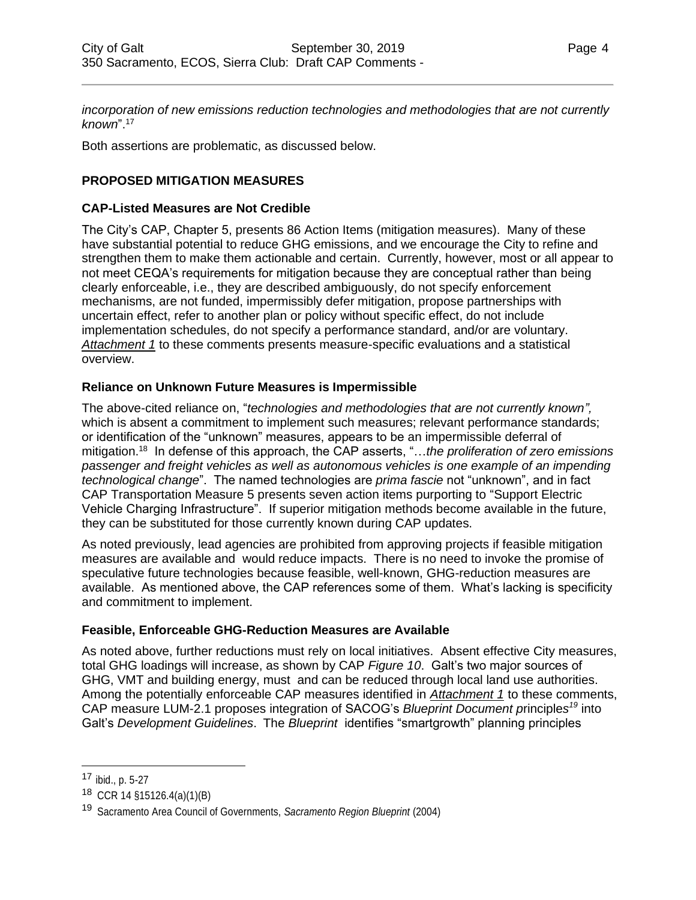*incorporation of new emissions reduction technologies and methodologies that are not currently known*".[17]

Both assertions are problematic, as discussed below.

## PROPOSED MITIGATION MEASURES

### CAP-Listed Measures are Not Credible

The City's CAP, Chapter 5, presents 86 Action Items (mitigation measures). Many of these have substantial potential to reduce GHG emissions, and we encourage the City to refine and strengthen them to make them actionable and certain. Currently, however, most or all appear to not meet CEQA's requirements for mitigation because they are conceptual rather than being clearly enforceable, i.e., they are described ambiguously, do not specify enforcement mechanisms, are not funded, impermissibly defer mitigation, propose partnerships with uncertain effect, refer to another plan or policy without specific effect, do not include implementation schedules, do not specify a performance standard, and/or are voluntary. ***Attachment 1*** to these comments presents measure-specific evaluations and a statistical overview.

### Reliance on Unknown Future Measures is Impermissible

The above-cited reliance on, "*technologies and methodologies that are not currently known",* which is absent a commitment to implement such measures; relevant performance standards; or identification of the "unknown" measures, appears to be an impermissible deferral of mitigation.[18] In defense of this approach, the CAP asserts, "…*the proliferation of zero emissions passenger and freight vehicles as well as autonomous vehicles is one example of an impending technological change*". The named technologies are *prima fascie* not "unknown", and in fact CAP Transportation Measure 5 presents seven action items purporting to "Support Electric Vehicle Charging Infrastructure". If superior mitigation methods become available in the future, they can be substituted for those currently known during CAP updates.

As noted previously, lead agencies are prohibited from approving projects if feasible mitigation measures are available and would reduce impacts. There is no need to invoke the promise of speculative future technologies because feasible, well-known, GHG-reduction measures are available. As mentioned above, the CAP references some of them. What's lacking is specificity and commitment to implement.

### Feasible, Enforceable GHG-Reduction Measures are Available

As noted above, further reductions must rely on local initiatives. Absent effective City measures, total GHG loadings will increase, as shown by CAP *Figure 10*. Galt's two major sources of GHG, VMT and building energy, must and can be reduced through local land use authorities. Among the potentially enforceable CAP measures identified in ***Attachment 1*** to these comments, CAP measure LUM-2.1 proposes integration of SACOG's *Blueprint Document p*rinciples[19] into Galt's *Development Guidelines*. The *Blueprint* identifies "smartgrowth" planning principles

---

[17] ibid., p. 5-27

[18] CCR 14 §15126.4(a)(1)(B)

[19] Sacramento Area Council of Governments, *Sacramento Region Blueprint* (2004)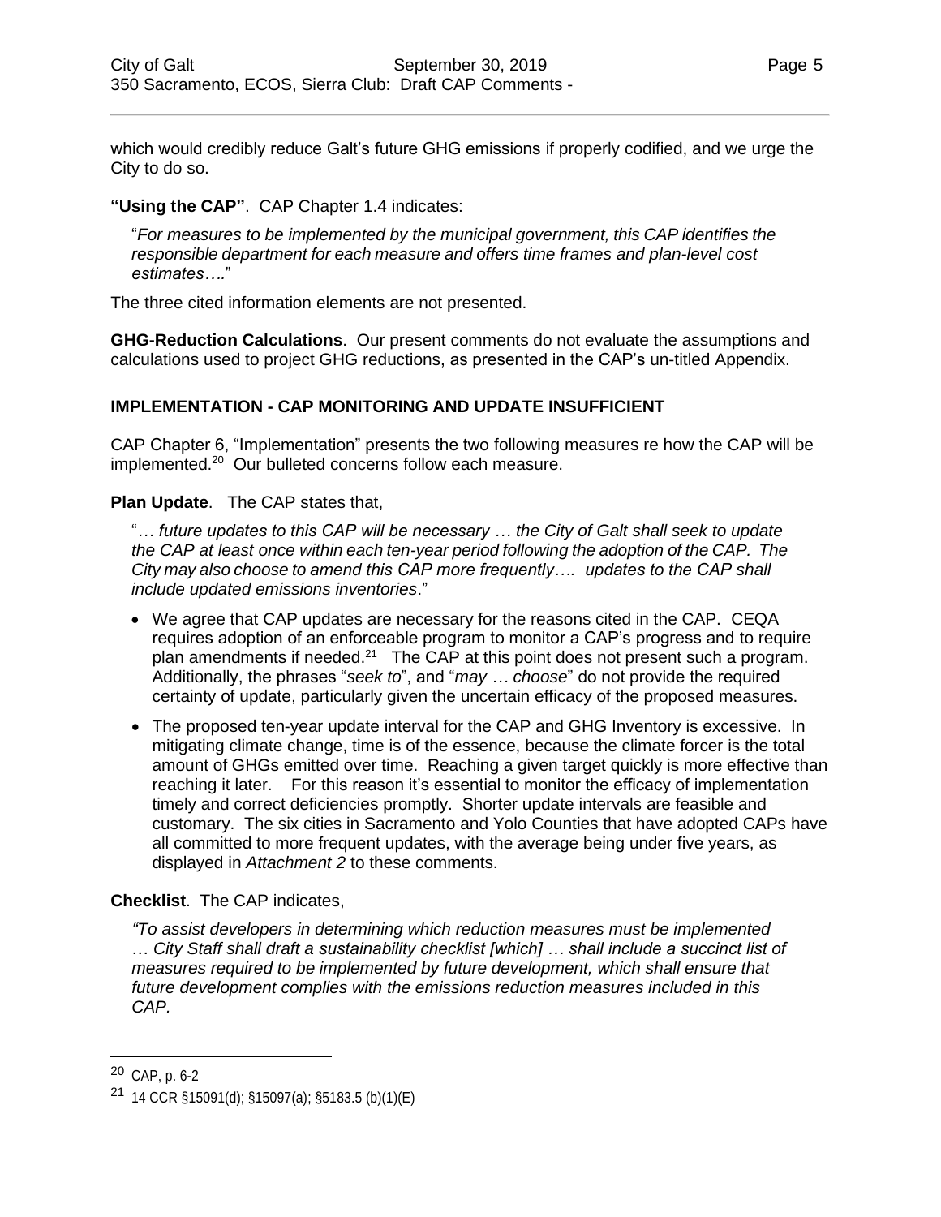which would credibly reduce Galt's future GHG emissions if properly codified, and we urge the City to do so.

**"Using the CAP"**. CAP Chapter 1.4 indicates:

> "*For measures to be implemented by the municipal government, this CAP identifies the responsible department for each measure and offers time frames and plan-level cost estimates….*"

The three cited information elements are not presented.

**GHG-Reduction Calculations**. Our present comments do not evaluate the assumptions and calculations used to project GHG reductions, as presented in the CAP's un-titled Appendix.

## IMPLEMENTATION - CAP MONITORING AND UPDATE INSUFFICIENT

CAP Chapter 6, "Implementation" presents the two following measures re how the CAP will be implemented.[20] Our bulleted concerns follow each measure.

**Plan Update**. The CAP states that,

> "*… future updates to this CAP will be necessary … the City of Galt shall seek to update the CAP at least once within each ten-year period following the adoption of the CAP. The City may also choose to amend this CAP more frequently…. updates to the CAP shall include updated emissions inventories*."

- We agree that CAP updates are necessary for the reasons cited in the CAP. CEQA requires adoption of an enforceable program to monitor a CAP's progress and to require plan amendments if needed.[21] The CAP at this point does not present such a program. Additionally, the phrases "*seek to*", and "*may … choose*" do not provide the required certainty of update, particularly given the uncertain efficacy of the proposed measures.
- The proposed ten-year update interval for the CAP and GHG Inventory is excessive. In mitigating climate change, time is of the essence, because the climate forcer is the total amount of GHGs emitted over time. Reaching a given target quickly is more effective than reaching it later. For this reason it's essential to monitor the efficacy of implementation timely and correct deficiencies promptly. Shorter update intervals are feasible and customary. The six cities in Sacramento and Yolo Counties that have adopted CAPs have all committed to more frequent updates, with the average being under five years, as displayed in ***Attachment 2*** to these comments.

**Checklist**. The CAP indicates,

> *"To assist developers in determining which reduction measures must be implemented … City Staff shall draft a sustainability checklist [which] … shall include a succinct list of measures required to be implemented by future development, which shall ensure that future development complies with the emissions reduction measures included in this CAP.*

---

[20] CAP, p. 6-2

[21] 14 CCR §15091(d); §15097(a); §5183.5 (b)(1)(E)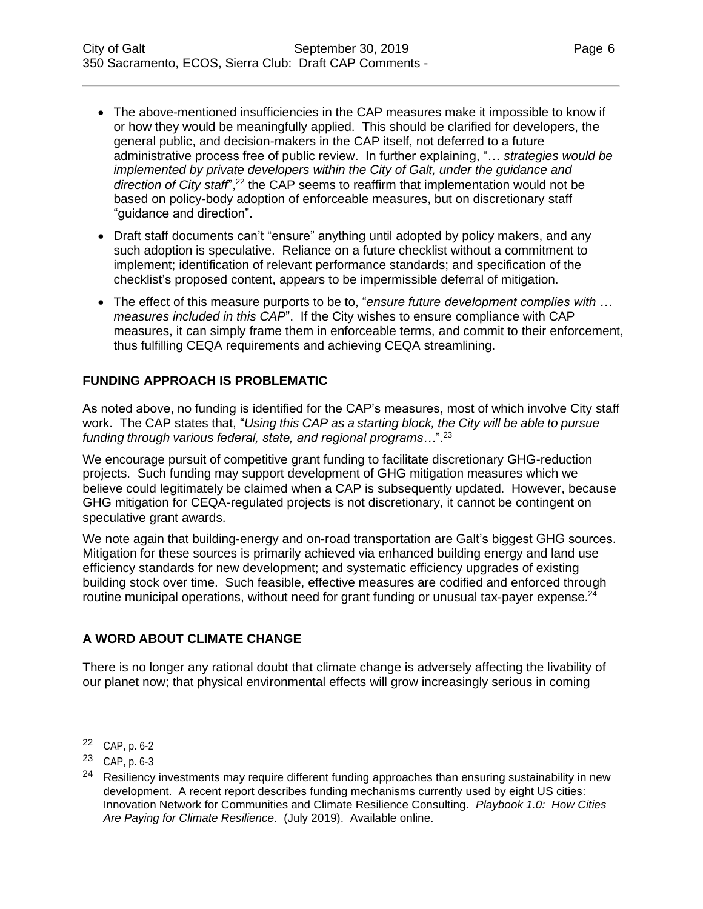- The above-mentioned insufficiencies in the CAP measures make it impossible to know if or how they would be meaningfully applied. This should be clarified for developers, the general public, and decision-makers in the CAP itself, not deferred to a future administrative process free of public review. In further explaining, "… *strategies would be implemented by private developers within the City of Galt, under the guidance and direction of City staff*",[22] the CAP seems to reaffirm that implementation would not be based on policy-body adoption of enforceable measures, but on discretionary staff "guidance and direction".
- Draft staff documents can't "ensure" anything until adopted by policy makers, and any such adoption is speculative. Reliance on a future checklist without a commitment to implement; identification of relevant performance standards; and specification of the checklist's proposed content, appears to be impermissible deferral of mitigation.
- The effect of this measure purports to be to, "*ensure future development complies with … measures included in this CAP*". If the City wishes to ensure compliance with CAP measures, it can simply frame them in enforceable terms, and commit to their enforcement, thus fulfilling CEQA requirements and achieving CEQA streamlining.

## FUNDING APPROACH IS PROBLEMATIC

As noted above, no funding is identified for the CAP's measures, most of which involve City staff work. The CAP states that, "*Using this CAP as a starting block, the City will be able to pursue funding through various federal, state, and regional programs…*".[23]

We encourage pursuit of competitive grant funding to facilitate discretionary GHG-reduction projects. Such funding may support development of GHG mitigation measures which we believe could legitimately be claimed when a CAP is subsequently updated. However, because GHG mitigation for CEQA-regulated projects is not discretionary, it cannot be contingent on speculative grant awards.

We note again that building-energy and on-road transportation are Galt's biggest GHG sources. Mitigation for these sources is primarily achieved via enhanced building energy and land use efficiency standards for new development; and systematic efficiency upgrades of existing building stock over time. Such feasible, effective measures are codified and enforced through routine municipal operations, without need for grant funding or unusual tax-payer expense.[24]

## A WORD ABOUT CLIMATE CHANGE

There is no longer any rational doubt that climate change is adversely affecting the livability of our planet now; that physical environmental effects will grow increasingly serious in coming

---

[22] CAP, p. 6-2

[23] CAP, p. 6-3

[24] Resiliency investments may require different funding approaches than ensuring sustainability in new development. A recent report describes funding mechanisms currently used by eight US cities: Innovation Network for Communities and Climate Resilience Consulting. *Playbook 1.0: How Cities Are Paying for Climate Resilience*. (July 2019). Available online.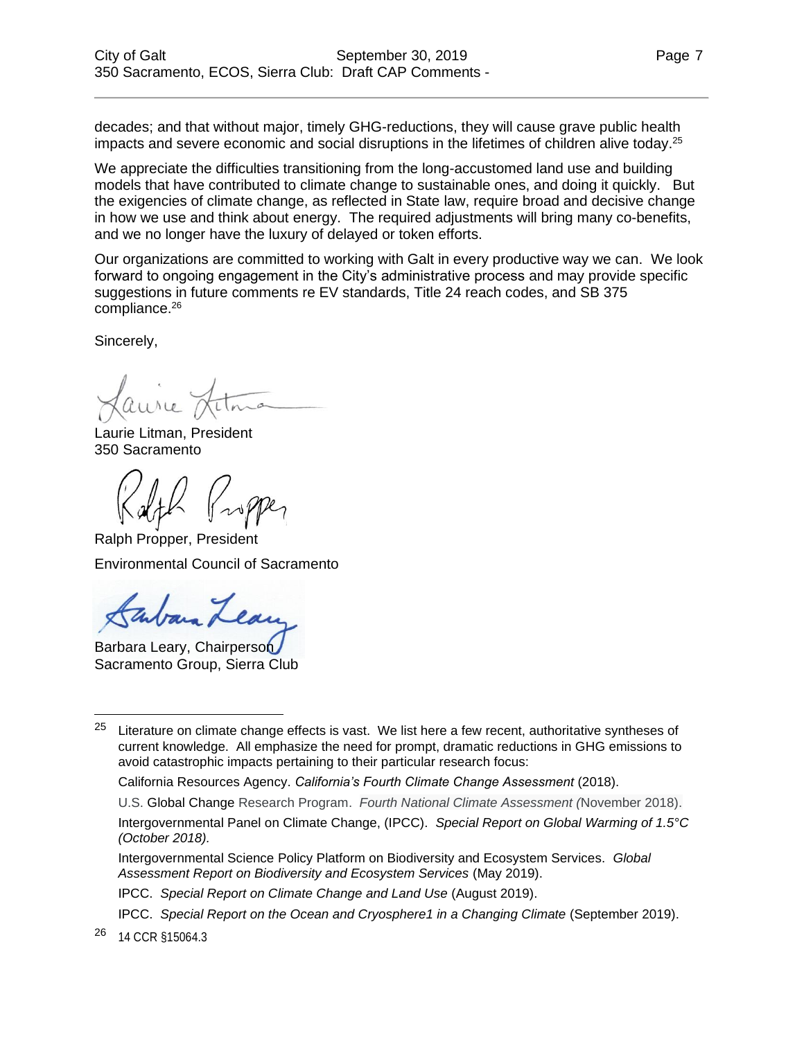decades; and that without major, timely GHG-reductions, they will cause grave public health impacts and severe economic and social disruptions in the lifetimes of children alive today.[25]

We appreciate the difficulties transitioning from the long-accustomed land use and building models that have contributed to climate change to sustainable ones, and doing it quickly. But the exigencies of climate change, as reflected in State law, require broad and decisive change in how we use and think about energy. The required adjustments will bring many co-benefits, and we no longer have the luxury of delayed or token efforts.

Our organizations are committed to working with Galt in every productive way we can. We look forward to ongoing engagement in the City's administrative process and may provide specific suggestions in future comments re EV standards, Title 24 reach codes, and SB 375 compliance.[26]

Sincerely,

Laurie Litman, President
350 Sacramento

Ralph Propper, President
Environmental Council of Sacramento

Barbara Leary, Chairperson
Sacramento Group, Sierra Club

---

[25] Literature on climate change effects is vast. We list here a few recent, authoritative syntheses of current knowledge. All emphasize the need for prompt, dramatic reductions in GHG emissions to avoid catastrophic impacts pertaining to their particular research focus:

California Resources Agency. *California's Fourth Climate Change Assessment* (2018).

U.S. Global Change Research Program. *Fourth National Climate Assessment (*November 2018).

Intergovernmental Panel on Climate Change, (IPCC). *Special Report on Global Warming of 1.5°C (October 2018).*

Intergovernmental Science Policy Platform on Biodiversity and Ecosystem Services. *Global Assessment Report on Biodiversity and Ecosystem Services* (May 2019).

IPCC. *Special Report on Climate Change and Land Use* (August 2019).

IPCC. *Special Report on the Ocean and Cryosphere1 in a Changing Climate* (September 2019).

[26] 14 CCR §15064.3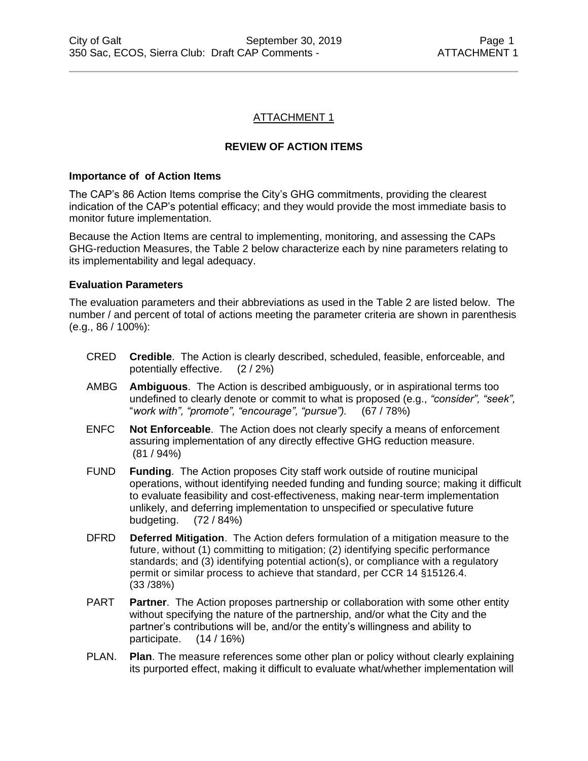## ATTACHMENT 1

### REVIEW OF ACTION ITEMS

**Importance of of Action Items**

The CAP's 86 Action Items comprise the City's GHG commitments, providing the clearest indication of the CAP's potential efficacy; and they would provide the most immediate basis to monitor future implementation.

Because the Action Items are central to implementing, monitoring, and assessing the CAPs GHG-reduction Measures, the Table 2 below characterize each by nine parameters relating to its implementability and legal adequacy.

**Evaluation Parameters**

The evaluation parameters and their abbreviations as used in the Table 2 are listed below. The number / and percent of total of actions meeting the parameter criteria are shown in parenthesis (e.g., 86 / 100%):

- CRED **Credible**. The Action is clearly described, scheduled, feasible, enforceable, and potentially effective. (2 / 2%)
- AMBG **Ambiguous**. The Action is described ambiguously, or in aspirational terms too undefined to clearly denote or commit to what is proposed (e.g., *"consider", "seek",* "*work with", "promote", "encourage", "pursue").* (67 / 78%)
- ENFC **Not Enforceable**. The Action does not clearly specify a means of enforcement assuring implementation of any directly effective GHG reduction measure. (81 / 94%)
- FUND **Funding**. The Action proposes City staff work outside of routine municipal operations, without identifying needed funding and funding source; making it difficult to evaluate feasibility and cost-effectiveness, making near-term implementation unlikely, and deferring implementation to unspecified or speculative future budgeting. (72 / 84%)
- DFRD **Deferred Mitigation**. The Action defers formulation of a mitigation measure to the future, without (1) committing to mitigation; (2) identifying specific performance standards; and (3) identifying potential action(s), or compliance with a regulatory permit or similar process to achieve that standard, per CCR 14 §15126.4. (33 /38%)
- PART **Partner**. The Action proposes partnership or collaboration with some other entity without specifying the nature of the partnership, and/or what the City and the partner's contributions will be, and/or the entity's willingness and ability to participate. (14 / 16%)
- PLAN. **Plan**. The measure references some other plan or policy without clearly explaining its purported effect, making it difficult to evaluate what/whether implementation will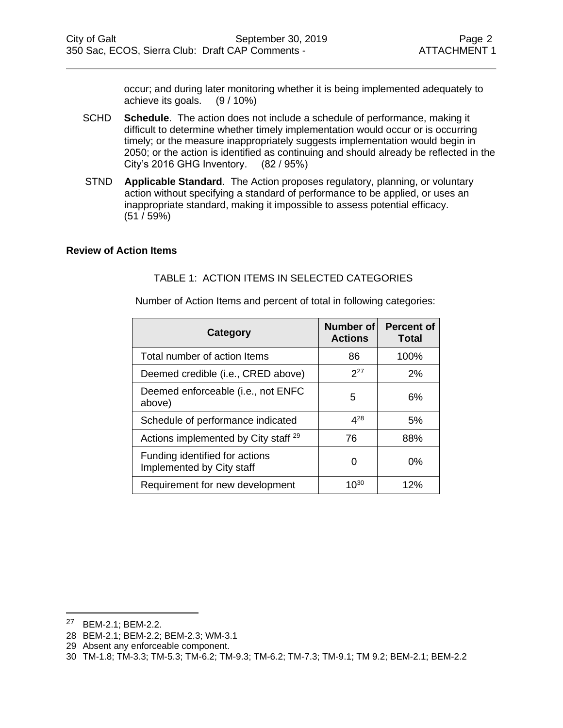occur; and during later monitoring whether it is being implemented adequately to achieve its goals. (9 / 10%)

SCHD **Schedule**. The action does not include a schedule of performance, making it difficult to determine whether timely implementation would occur or is occurring timely; or the measure inappropriately suggests implementation would begin in 2050; or the action is identified as continuing and should already be reflected in the City's 2016 GHG Inventory. (82 / 95%)

STND **Applicable Standard**. The Action proposes regulatory, planning, or voluntary action without specifying a standard of performance to be applied, or uses an inappropriate standard, making it impossible to assess potential efficacy. (51 / 59%)

**Review of Action Items**

TABLE 1: ACTION ITEMS IN SELECTED CATEGORIES

Number of Action Items and percent of total in following categories:

| Category | Number of Actions | Percent of Total |
|---|---|---|
| Total number of action Items | 86 | 100% |
| Deemed credible (i.e., CRED above) | 2[27] | 2% |
| Deemed enforceable (i.e., not ENFC above) | 5 | 6% |
| Schedule of performance indicated | 4[28] | 5% |
| Actions implemented by City staff [29] | 76 | 88% |
| Funding identified for actions Implemented by City staff | 0 | 0% |
| Requirement for new development | 10[30] | 12% |

27 BEM-2.1; BEM-2.2.

28 BEM-2.1; BEM-2.2; BEM-2.3; WM-3.1

29 Absent any enforceable component.

30 TM-1.8; TM-3.3; TM-5.3; TM-6.2; TM-9.3; TM-6.2; TM-7.3; TM-9.1; TM 9.2; BEM-2.1; BEM-2.2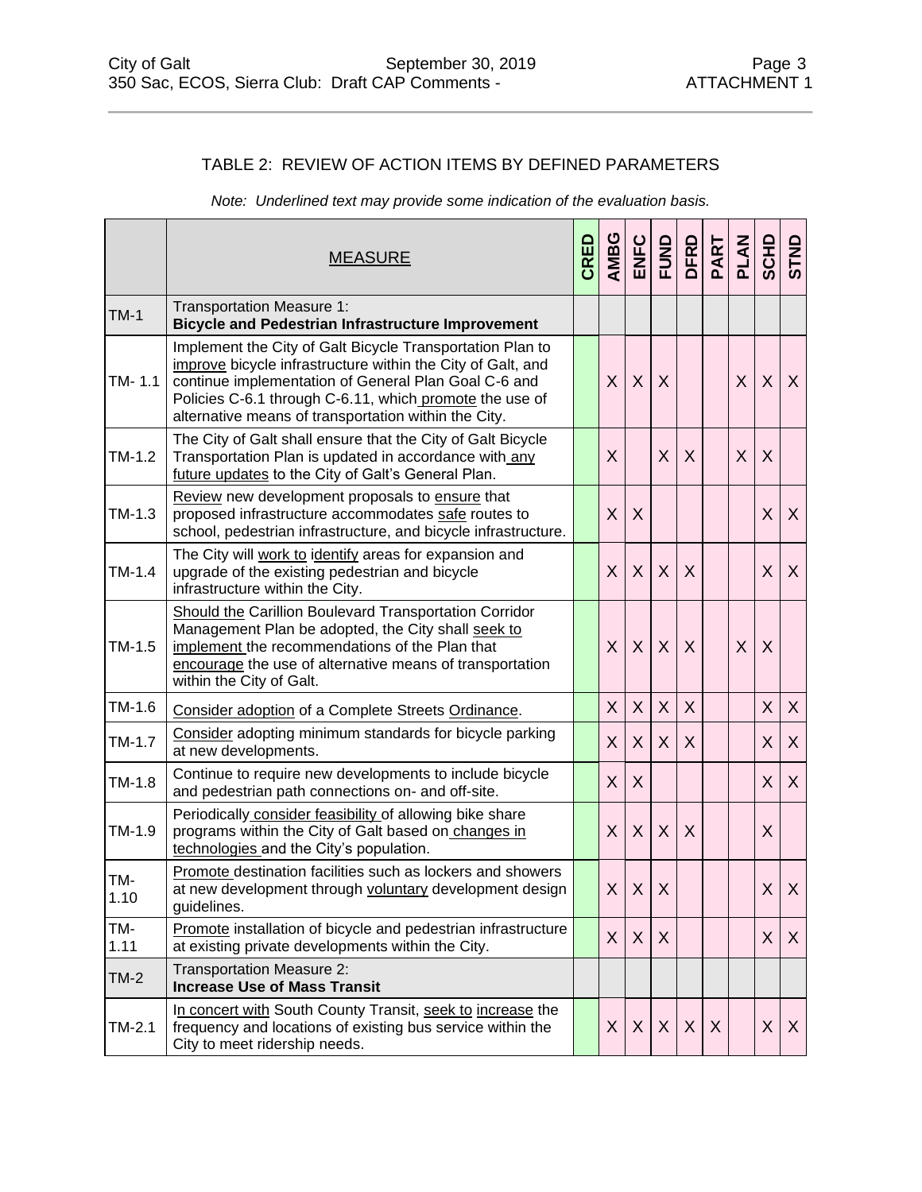## TABLE 2: REVIEW OF ACTION ITEMS BY DEFINED PARAMETERS

*Note: Underlined text may provide some indication of the evaluation basis.*

| | MEASURE | CRED | AMBG | ENFC | FUND | DFRD | PART | PLAN | SCHD | STND |
|---|---|---|---|---|---|---|---|---|---|---|
| TM-1 | Transportation Measure 1: **Bicycle and Pedestrian Infrastructure Improvement** | | | | | | | | | |
| TM- 1.1 | Implement the City of Galt Bicycle Transportation Plan to improve bicycle infrastructure within the City of Galt, and continue implementation of General Plan Goal C-6 and Policies C-6.1 through C-6.11, which promote the use of alternative means of transportation within the City. | | X | X | X | | | X | X | X |
| TM-1.2 | The City of Galt shall ensure that the City of Galt Bicycle Transportation Plan is updated in accordance with any future updates to the City of Galt's General Plan. | | X | | X | X | | X | X | |
| TM-1.3 | Review new development proposals to ensure that proposed infrastructure accommodates safe routes to school, pedestrian infrastructure, and bicycle infrastructure. | | X | X | | | | | X | X |
| TM-1.4 | The City will work to identify areas for expansion and upgrade of the existing pedestrian and bicycle infrastructure within the City. | | X | X | X | X | | | X | X |
| TM-1.5 | Should the Carillion Boulevard Transportation Corridor Management Plan be adopted, the City shall seek to implement the recommendations of the Plan that encourage the use of alternative means of transportation within the City of Galt. | | X | X | X | X | | X | X | |
| TM-1.6 | Consider adoption of a Complete Streets Ordinance. | | X | X | X | X | | | X | X |
| TM-1.7 | Consider adopting minimum standards for bicycle parking at new developments. | | X | X | X | X | | | X | X |
| TM-1.8 | Continue to require new developments to include bicycle and pedestrian path connections on- and off-site. | | X | X | | | | | X | X |
| TM-1.9 | Periodically consider feasibility of allowing bike share programs within the City of Galt based on changes in technologies and the City's population. | | X | X | X | X | | | X | |
| TM-1.10 | Promote destination facilities such as lockers and showers at new development through voluntary development design guidelines. | | X | X | X | | | | X | X |
| TM-1.11 | Promote installation of bicycle and pedestrian infrastructure at existing private developments within the City. | | X | X | X | | | | X | X |
| TM-2 | Transportation Measure 2: **Increase Use of Mass Transit** | | | | | | | | | |
| TM-2.1 | In concert with South County Transit, seek to increase the frequency and locations of existing bus service within the City to meet ridership needs. | | X | X | X | X | X | | X | X |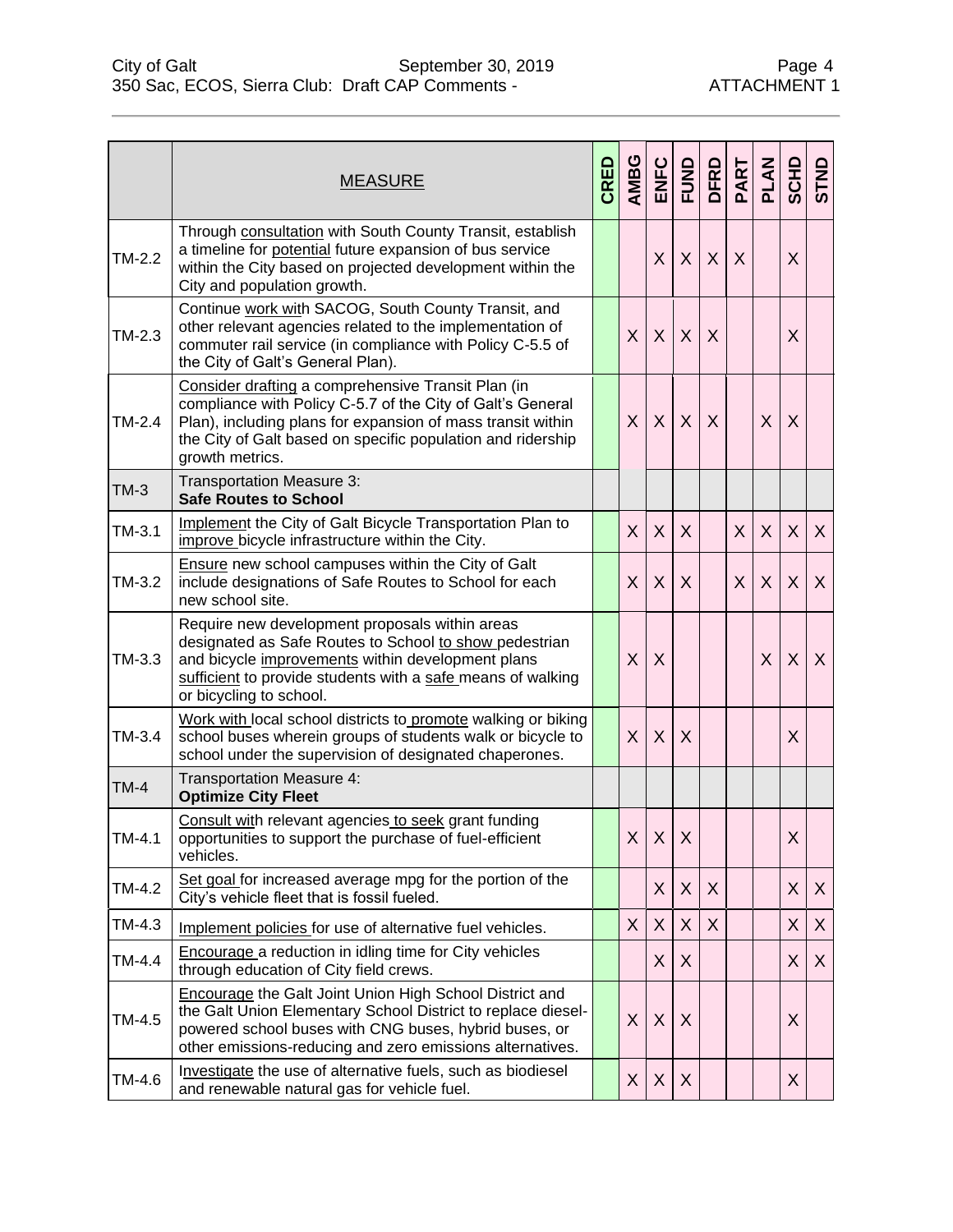| | MEASURE | CRED | AMBG | ENFC | FUND | DFRD | PART | PLAN | SCHD | STND |
|---|---|---|---|---|---|---|---|---|---|---|
| TM-2.2 | Through consultation with South County Transit, establish a timeline for potential future expansion of bus service within the City based on projected development within the City and population growth. | | | X | X | X | X | | X | |
| TM-2.3 | Continue work with SACOG, South County Transit, and other relevant agencies related to the implementation of commuter rail service (in compliance with Policy C-5.5 of the City of Galt's General Plan). | | X | X | X | X | | | X | |
| TM-2.4 | Consider drafting a comprehensive Transit Plan (in compliance with Policy C-5.7 of the City of Galt's General Plan), including plans for expansion of mass transit within the City of Galt based on specific population and ridership growth metrics. | | X | X | X | X | | X | X | |
| TM-3 | Transportation Measure 3: **Safe Routes to School** | | | | | | | | | |
| TM-3.1 | Implement the City of Galt Bicycle Transportation Plan to improve bicycle infrastructure within the City. | | X | X | X | | X | X | X | X |
| TM-3.2 | Ensure new school campuses within the City of Galt include designations of Safe Routes to School for each new school site. | | X | X | X | | X | X | X | X |
| TM-3.3 | Require new development proposals within areas designated as Safe Routes to School to show pedestrian and bicycle improvements within development plans sufficient to provide students with a safe means of walking or bicycling to school. | | X | X | | | | X | X | X |
| TM-3.4 | Work with local school districts to promote walking or biking school buses wherein groups of students walk or bicycle to school under the supervision of designated chaperones. | | X | X | X | | | | X | |
| TM-4 | Transportation Measure 4: **Optimize City Fleet** | | | | | | | | | |
| TM-4.1 | Consult with relevant agencies to seek grant funding opportunities to support the purchase of fuel-efficient vehicles. | | X | X | X | | | | X | |
| TM-4.2 | Set goal for increased average mpg for the portion of the City's vehicle fleet that is fossil fueled. | | | X | X | X | | | X | X |
| TM-4.3 | Implement policies for use of alternative fuel vehicles. | | X | X | X | X | | | X | X |
| TM-4.4 | Encourage a reduction in idling time for City vehicles through education of City field crews. | | | X | X | | | | X | X |
| TM-4.5 | Encourage the Galt Joint Union High School District and the Galt Union Elementary School District to replace diesel-powered school buses with CNG buses, hybrid buses, or other emissions-reducing and zero emissions alternatives. | | X | X | X | | | | X | |
| TM-4.6 | Investigate the use of alternative fuels, such as biodiesel and renewable natural gas for vehicle fuel. | | X | X | X | | | | X | |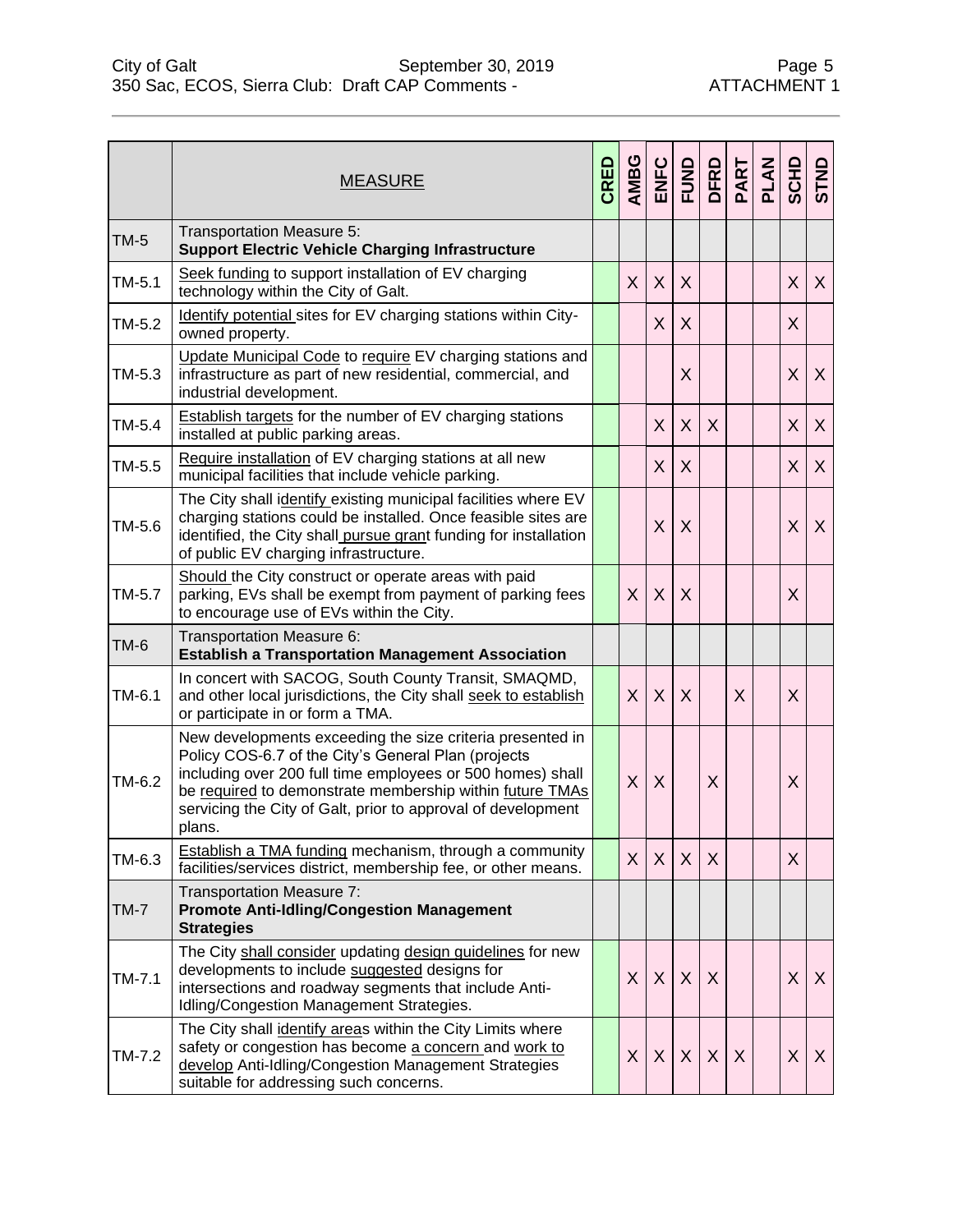| | MEASURE | CRED | AMBG | ENFC | FUND | DFRD | PART | PLAN | SCHD | STND |
|---|---|---|---|---|---|---|---|---|---|---|
| TM-5 | Transportation Measure 5: **Support Electric Vehicle Charging Infrastructure** | | | | | | | | | |
| TM-5.1 | Seek funding to support installation of EV charging technology within the City of Galt. | | X | X | X | | | | X | X |
| TM-5.2 | Identify potential sites for EV charging stations within City-owned property. | | | X | X | | | | X | |
| TM-5.3 | Update Municipal Code to require EV charging stations and infrastructure as part of new residential, commercial, and industrial development. | | | | X | | | | X | X |
| TM-5.4 | Establish targets for the number of EV charging stations installed at public parking areas. | | | X | X | X | | | X | X |
| TM-5.5 | Require installation of EV charging stations at all new municipal facilities that include vehicle parking. | | | X | X | | | | X | X |
| TM-5.6 | The City shall identify existing municipal facilities where EV charging stations could be installed. Once feasible sites are identified, the City shall pursue grant funding for installation of public EV charging infrastructure. | | | X | X | | | | X | X |
| TM-5.7 | Should the City construct or operate areas with paid parking, EVs shall be exempt from payment of parking fees to encourage use of EVs within the City. | | X | X | X | | | | X | |
| TM-6 | Transportation Measure 6: **Establish a Transportation Management Association** | | | | | | | | | |
| TM-6.1 | In concert with SACOG, South County Transit, SMAQMD, and other local jurisdictions, the City shall seek to establish or participate in or form a TMA. | | X | X | X | | X | | X | |
| TM-6.2 | New developments exceeding the size criteria presented in Policy COS-6.7 of the City's General Plan (projects including over 200 full time employees or 500 homes) shall be required to demonstrate membership within future TMAs servicing the City of Galt, prior to approval of development plans. | | X | X | | X | | | X | |
| TM-6.3 | Establish a TMA funding mechanism, through a community facilities/services district, membership fee, or other means. | | X | X | X | X | | | X | |
| TM-7 | Transportation Measure 7: **Promote Anti-Idling/Congestion Management Strategies** | | | | | | | | | |
| TM-7.1 | The City shall consider updating design guidelines for new developments to include suggested designs for intersections and roadway segments that include Anti-Idling/Congestion Management Strategies. | | X | X | X | X | | | X | X |
| TM-7.2 | The City shall identify areas within the City Limits where safety or congestion has become a concern and work to develop Anti-Idling/Congestion Management Strategies suitable for addressing such concerns. | | X | X | X | X | X | | X | X |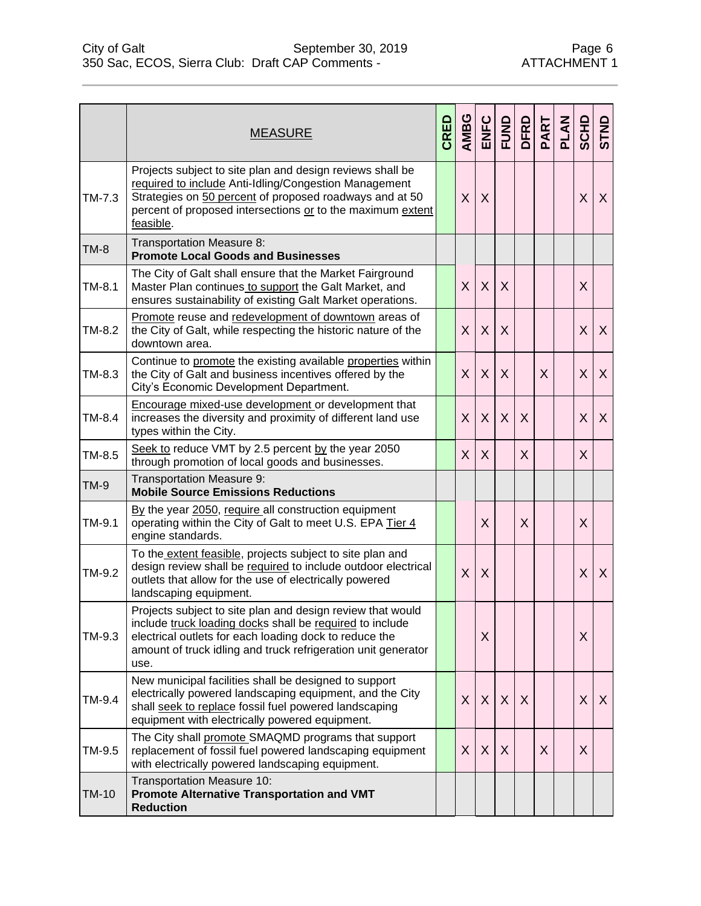| | MEASURE | CRED | AMBG | ENFC | FUND | DFRD | PART | PLAN | SCHD | STND |
|---|---|---|---|---|---|---|---|---|---|---|
| TM-7.3 | Projects subject to site plan and design reviews shall be required to include Anti-Idling/Congestion Management Strategies on 50 percent of proposed roadways and at 50 percent of proposed intersections or to the maximum extent feasible. | | X | X | | | | | X | X |
| TM-8 | Transportation Measure 8: **Promote Local Goods and Businesses** | | | | | | | | | |
| TM-8.1 | The City of Galt shall ensure that the Market Fairground Master Plan continues to support the Galt Market, and ensures sustainability of existing Galt Market operations. | | X | X | X | | | | X | |
| TM-8.2 | Promote reuse and redevelopment of downtown areas of the City of Galt, while respecting the historic nature of the downtown area. | | X | X | X | | | | X | X |
| TM-8.3 | Continue to promote the existing available properties within the City of Galt and business incentives offered by the City's Economic Development Department. | | X | X | X | | X | | X | X |
| TM-8.4 | Encourage mixed-use development or development that increases the diversity and proximity of different land use types within the City. | | X | X | X | X | | | X | X |
| TM-8.5 | Seek to reduce VMT by 2.5 percent by the year 2050 through promotion of local goods and businesses. | | X | X | | X | | | X | |
| TM-9 | Transportation Measure 9: **Mobile Source Emissions Reductions** | | | | | | | | | |
| TM-9.1 | By the year 2050, require all construction equipment operating within the City of Galt to meet U.S. EPA Tier 4 engine standards. | | | X | | X | | | X | |
| TM-9.2 | To the extent feasible, projects subject to site plan and design review shall be required to include outdoor electrical outlets that allow for the use of electrically powered landscaping equipment. | | X | X | | | | | X | X |
| TM-9.3 | Projects subject to site plan and design review that would include truck loading docks shall be required to include electrical outlets for each loading dock to reduce the amount of truck idling and truck refrigeration unit generator use. | | | X | | | | | X | |
| TM-9.4 | New municipal facilities shall be designed to support electrically powered landscaping equipment, and the City shall seek to replace fossil fuel powered landscaping equipment with electrically powered equipment. | | X | X | X | X | | | X | X |
| TM-9.5 | The City shall promote SMAQMD programs that support replacement of fossil fuel powered landscaping equipment with electrically powered landscaping equipment. | | X | X | X | | X | | X | |
| TM-10 | Transportation Measure 10: **Promote Alternative Transportation and VMT Reduction** | | | | | | | | | |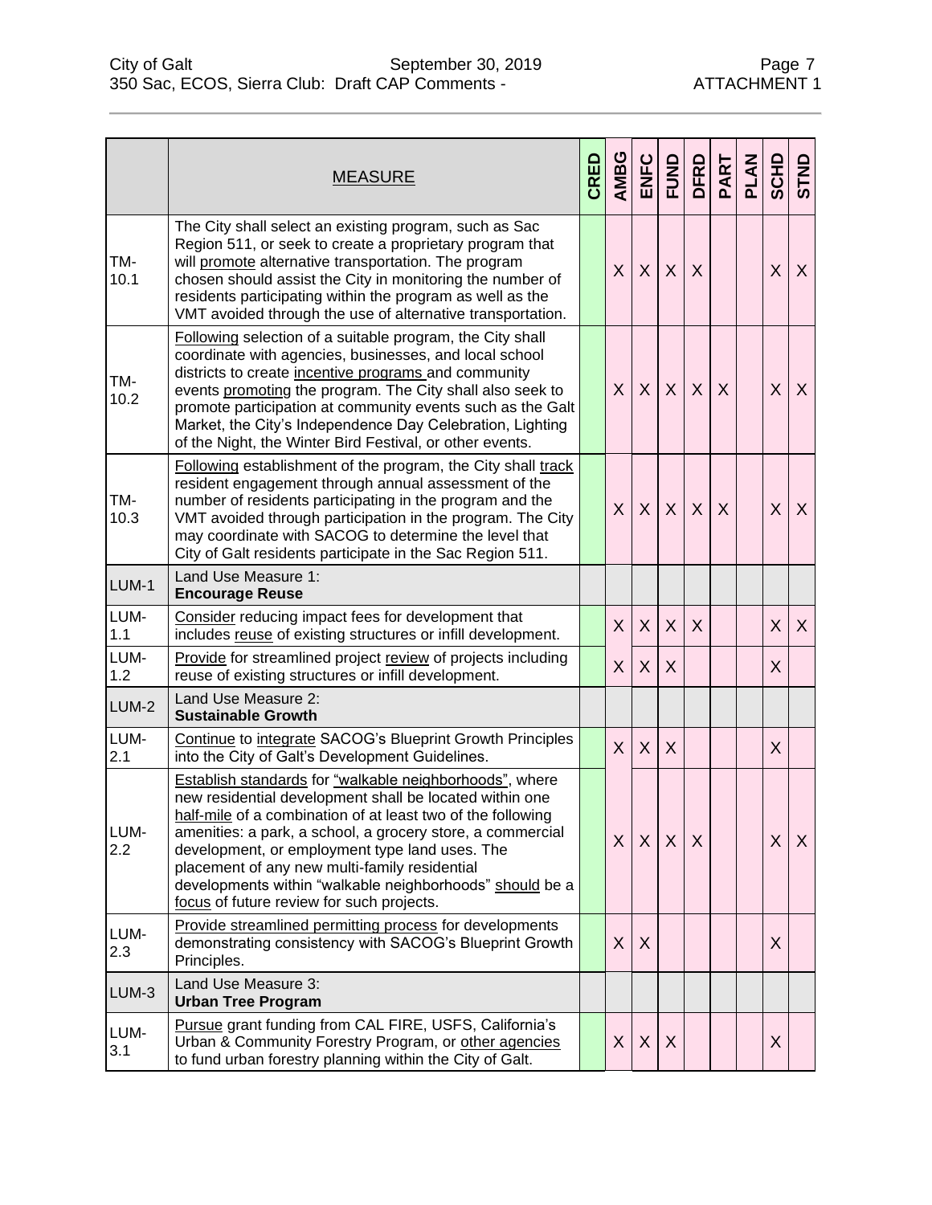| | MEASURE | CRED | AMBG | ENFC | FUND | DFRD | PART | PLAN | SCHD | STND |
|---|---|---|---|---|---|---|---|---|---|---|
| TM-10.1 | The City shall select an existing program, such as Sac Region 511, or seek to create a proprietary program that will promote alternative transportation. The program chosen should assist the City in monitoring the number of residents participating within the program as well as the VMT avoided through the use of alternative transportation. | | X | X | X | X | | | X | X |
| TM-10.2 | Following selection of a suitable program, the City shall coordinate with agencies, businesses, and local school districts to create incentive programs and community events promoting the program. The City shall also seek to promote participation at community events such as the Galt Market, the City's Independence Day Celebration, Lighting of the Night, the Winter Bird Festival, or other events. | | X | X | X | X | X | | X | X |
| TM-10.3 | Following establishment of the program, the City shall track resident engagement through annual assessment of the number of residents participating in the program and the VMT avoided through participation in the program. The City may coordinate with SACOG to determine the level that City of Galt residents participate in the Sac Region 511. | | X | X | X | X | X | | X | X |
| LUM-1 | Land Use Measure 1: **Encourage Reuse** | | | | | | | | | |
| LUM-1.1 | Consider reducing impact fees for development that includes reuse of existing structures or infill development. | | X | X | X | X | | | X | X |
| LUM-1.2 | Provide for streamlined project review of projects including reuse of existing structures or infill development. | | X | X | X | | | | X | |
| LUM-2 | Land Use Measure 2: **Sustainable Growth** | | | | | | | | | |
| LUM-2.1 | Continue to integrate SACOG's Blueprint Growth Principles into the City of Galt's Development Guidelines. | | X | X | X | | | | X | |
| LUM-2.2 | Establish standards for "walkable neighborhoods", where new residential development shall be located within one half-mile of a combination of at least two of the following amenities: a park, a school, a grocery store, a commercial development, or employment type land uses. The placement of any new multi-family residential developments within "walkable neighborhoods" should be a focus of future review for such projects. | | X | X | X | X | | | X | X |
| LUM-2.3 | Provide streamlined permitting process for developments demonstrating consistency with SACOG's Blueprint Growth Principles. | | X | X | | | | | X | |
| LUM-3 | Land Use Measure 3: **Urban Tree Program** | | | | | | | | | |
| LUM-3.1 | Pursue grant funding from CAL FIRE, USFS, California's Urban & Community Forestry Program, or other agencies to fund urban forestry planning within the City of Galt. | | X | X | X | | | | X | |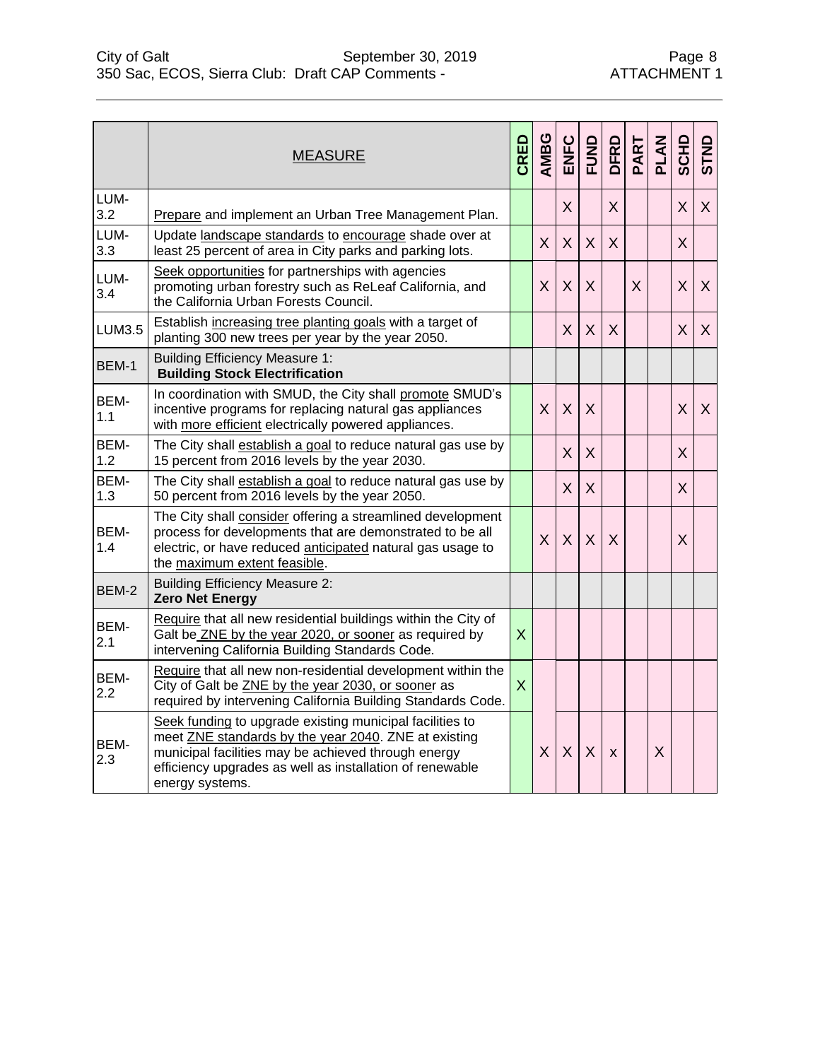| | MEASURE | CRED | AMBG | ENFC | FUND | DFRD | PART | PLAN | SCHD | STND |
|---|---|---|---|---|---|---|---|---|---|---|
| LUM-3.2 | Prepare and implement an Urban Tree Management Plan. | | | X | | X | | | X | X |
| LUM-3.3 | Update landscape standards to encourage shade over at least 25 percent of area in City parks and parking lots. | | X | X | X | X | | | X | |
| LUM-3.4 | Seek opportunities for partnerships with agencies promoting urban forestry such as ReLeaf California, and the California Urban Forests Council. | | X | X | X | | X | | X | X |
| LUM3.5 | Establish increasing tree planting goals with a target of planting 300 new trees per year by the year 2050. | | | X | X | X | | | X | X |
| BEM-1 | Building Efficiency Measure 1: **Building Stock Electrification** | | | | | | | | | |
| BEM-1.1 | In coordination with SMUD, the City shall promote SMUD's incentive programs for replacing natural gas appliances with more efficient electrically powered appliances. | | X | X | X | | | | X | X |
| BEM-1.2 | The City shall establish a goal to reduce natural gas use by 15 percent from 2016 levels by the year 2030. | | | X | X | | | | X | |
| BEM-1.3 | The City shall establish a goal to reduce natural gas use by 50 percent from 2016 levels by the year 2050. | | | X | X | | | | X | |
| BEM-1.4 | The City shall consider offering a streamlined development process for developments that are demonstrated to be all electric, or have reduced anticipated natural gas usage to the maximum extent feasible. | | X | X | X | X | | | X | |
| BEM-2 | Building Efficiency Measure 2: **Zero Net Energy** | | | | | | | | | |
| BEM-2.1 | Require that all new residential buildings within the City of Galt be ZNE by the year 2020, or sooner as required by intervening California Building Standards Code. | X | | | | | | | | |
| BEM-2.2 | Require that all new non-residential development within the City of Galt be ZNE by the year 2030, or sooner as required by intervening California Building Standards Code. | X | | | | | | | | |
| BEM-2.3 | Seek funding to upgrade existing municipal facilities to meet ZNE standards by the year 2040. ZNE at existing municipal facilities may be achieved through energy efficiency upgrades as well as installation of renewable energy systems. | | X | X | X | x | | X | | |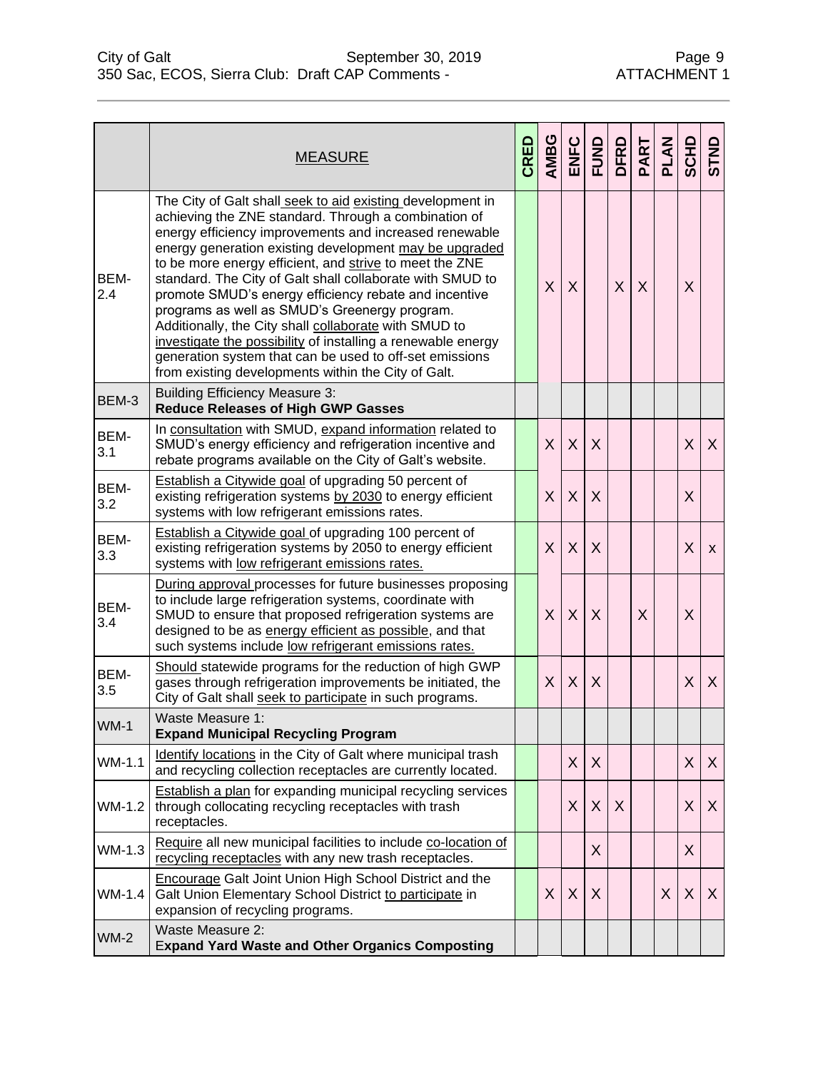| | MEASURE | CRED | AMBG | ENFC | FUND | DFRD | PART | PLAN | SCHD | STND |
|---|---|---|---|---|---|---|---|---|---|---|
| BEM-2.4 | The City of Galt shall seek to aid existing development in achieving the ZNE standard. Through a combination of energy efficiency improvements and increased renewable energy generation existing development may be upgraded to be more energy efficient, and strive to meet the ZNE standard. The City of Galt shall collaborate with SMUD to promote SMUD's energy efficiency rebate and incentive programs as well as SMUD's Greenergy program. Additionally, the City shall collaborate with SMUD to investigate the possibility of installing a renewable energy generation system that can be used to off-set emissions from existing developments within the City of Galt. | | X | X | | X | X | | X | |
| BEM-3 | Building Efficiency Measure 3: **Reduce Releases of High GWP Gasses** | | | | | | | | | |
| BEM-3.1 | In consultation with SMUD, expand information related to SMUD's energy efficiency and refrigeration incentive and rebate programs available on the City of Galt's website. | | X | X | X | | | | X | X |
| BEM-3.2 | Establish a Citywide goal of upgrading 50 percent of existing refrigeration systems by 2030 to energy efficient systems with low refrigerant emissions rates. | | X | X | X | | | | X | |
| BEM-3.3 | Establish a Citywide goal of upgrading 100 percent of existing refrigeration systems by 2050 to energy efficient systems with low refrigerant emissions rates. | | X | X | X | | | | X | x |
| BEM-3.4 | During approval processes for future businesses proposing to include large refrigeration systems, coordinate with SMUD to ensure that proposed refrigeration systems are designed to be as energy efficient as possible, and that such systems include low refrigerant emissions rates. | | X | X | X | | X | | X | |
| BEM-3.5 | Should statewide programs for the reduction of high GWP gases through refrigeration improvements be initiated, the City of Galt shall seek to participate in such programs. | | X | X | X | | | | X | X |
| WM-1 | Waste Measure 1: **Expand Municipal Recycling Program** | | | | | | | | | |
| WM-1.1 | Identify locations in the City of Galt where municipal trash and recycling collection receptacles are currently located. | | | X | X | | | | X | X |
| WM-1.2 | Establish a plan for expanding municipal recycling services through collocating recycling receptacles with trash receptacles. | | | X | X | X | | | X | X |
| WM-1.3 | Require all new municipal facilities to include co-location of recycling receptacles with any new trash receptacles. | | | | X | | | | X | |
| WM-1.4 | Encourage Galt Joint Union High School District and the Galt Union Elementary School District to participate in expansion of recycling programs. | | X | X | X | | | X | X | X |
| WM-2 | Waste Measure 2: **Expand Yard Waste and Other Organics Composting** | | | | | | | | | |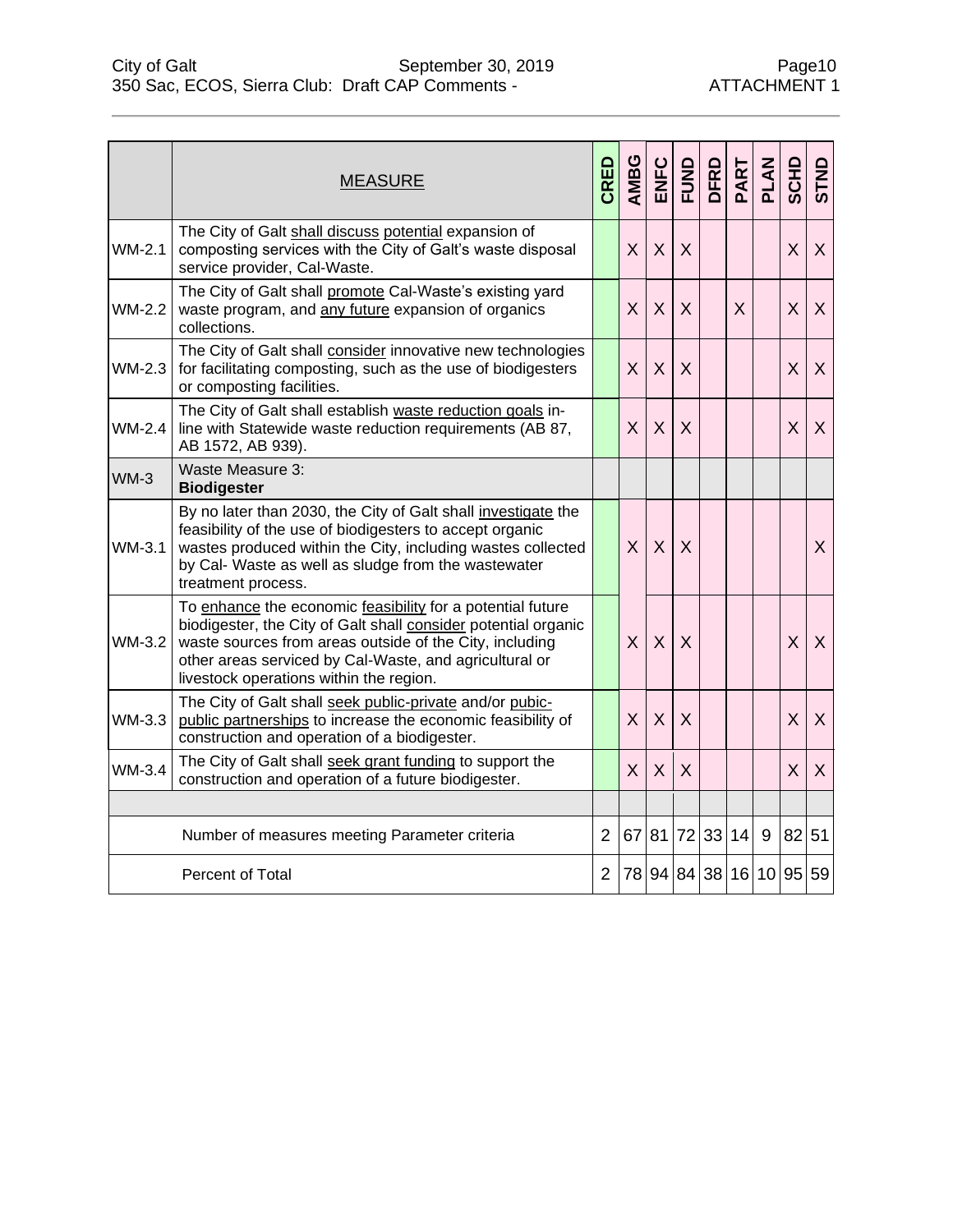| | MEASURE | CRED | AMBG | ENFC | FUND | DFRD | PART | PLAN | SCHD | STND |
|---|---|---|---|---|---|---|---|---|---|---|
| WM-2.1 | The City of Galt shall discuss potential expansion of composting services with the City of Galt's waste disposal service provider, Cal-Waste. | | X | X | X | | | | X | X |
| WM-2.2 | The City of Galt shall promote Cal-Waste's existing yard waste program, and any future expansion of organics collections. | | X | X | X | | X | | X | X |
| WM-2.3 | The City of Galt shall consider innovative new technologies for facilitating composting, such as the use of biodigesters or composting facilities. | | X | X | X | | | | X | X |
| WM-2.4 | The City of Galt shall establish waste reduction goals in-line with Statewide waste reduction requirements (AB 87, AB 1572, AB 939). | | X | X | X | | | | X | X |
| WM-3 | Waste Measure 3: **Biodigester** | | | | | | | | | |
| WM-3.1 | By no later than 2030, the City of Galt shall investigate the feasibility of the use of biodigesters to accept organic wastes produced within the City, including wastes collected by Cal- Waste as well as sludge from the wastewater treatment process. | | X | X | X | | | | | X |
| WM-3.2 | To enhance the economic feasibility for a potential future biodigester, the City of Galt shall consider potential organic waste sources from areas outside of the City, including other areas serviced by Cal-Waste, and agricultural or livestock operations within the region. | | X | X | X | | | | X | X |
| WM-3.3 | The City of Galt shall seek public-private and/or pubic-public partnerships to increase the economic feasibility of construction and operation of a biodigester. | | X | X | X | | | | X | X |
| WM-3.4 | The City of Galt shall seek grant funding to support the construction and operation of a future biodigester. | | X | X | X | | | | X | X |
| | | | | | | | | | | |
| | Number of measures meeting Parameter criteria | 2 | 67 | 81 | 72 | 33 | 14 | 9 | 82 | 51 |
| | Percent of Total | 2 | 78 | 94 | 84 | 38 | 16 | 10 | 95 | 59 |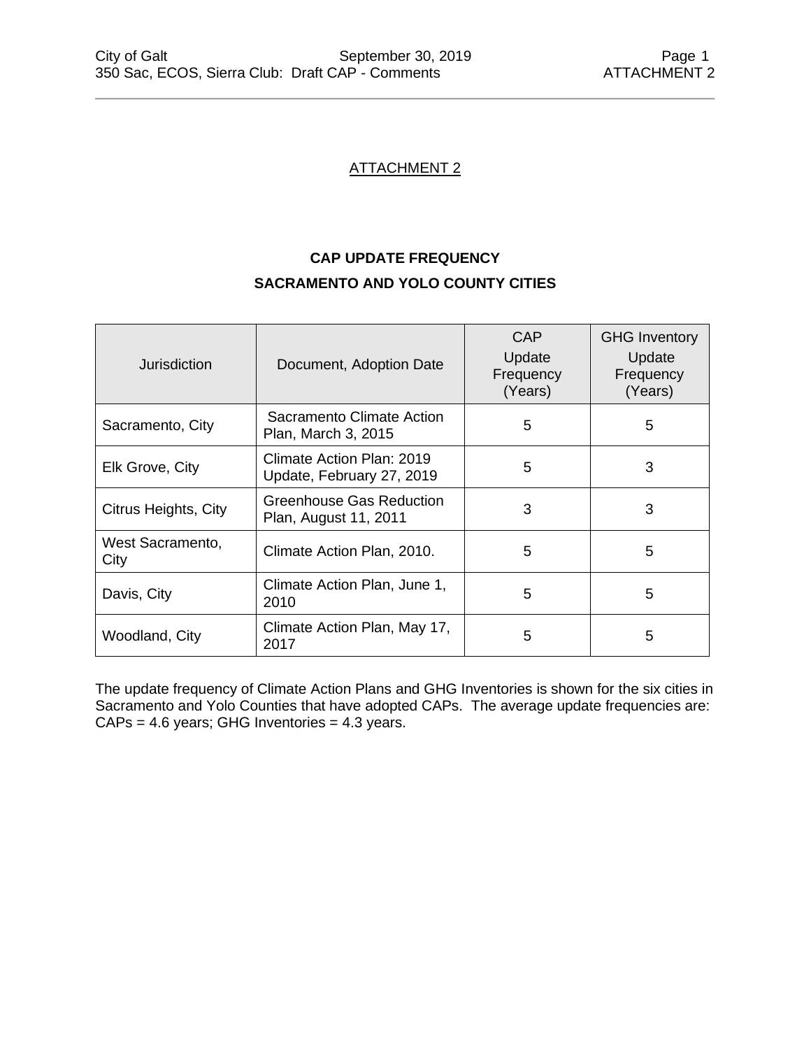ATTACHMENT 2

**CAP UPDATE FREQUENCY**

**SACRAMENTO AND YOLO COUNTY CITIES**

| Jurisdiction | Document, Adoption Date | CAP Update Frequency (Years) | GHG Inventory Update Frequency (Years) |
|---|---|---|---|
| Sacramento, City | Sacramento Climate Action Plan, March 3, 2015 | 5 | 5 |
| Elk Grove, City | Climate Action Plan: 2019 Update, February 27, 2019 | 5 | 3 |
| Citrus Heights, City | Greenhouse Gas Reduction Plan, August 11, 2011 | 3 | 3 |
| West Sacramento, City | Climate Action Plan, 2010. | 5 | 5 |
| Davis, City | Climate Action Plan, June 1, 2010 | 5 | 5 |
| Woodland, City | Climate Action Plan, May 17, 2017 | 5 | 5 |

The update frequency of Climate Action Plans and GHG Inventories is shown for the six cities in Sacramento and Yolo Counties that have adopted CAPs. The average update frequencies are: CAPs = 4.6 years; GHG Inventories = 4.3 years.